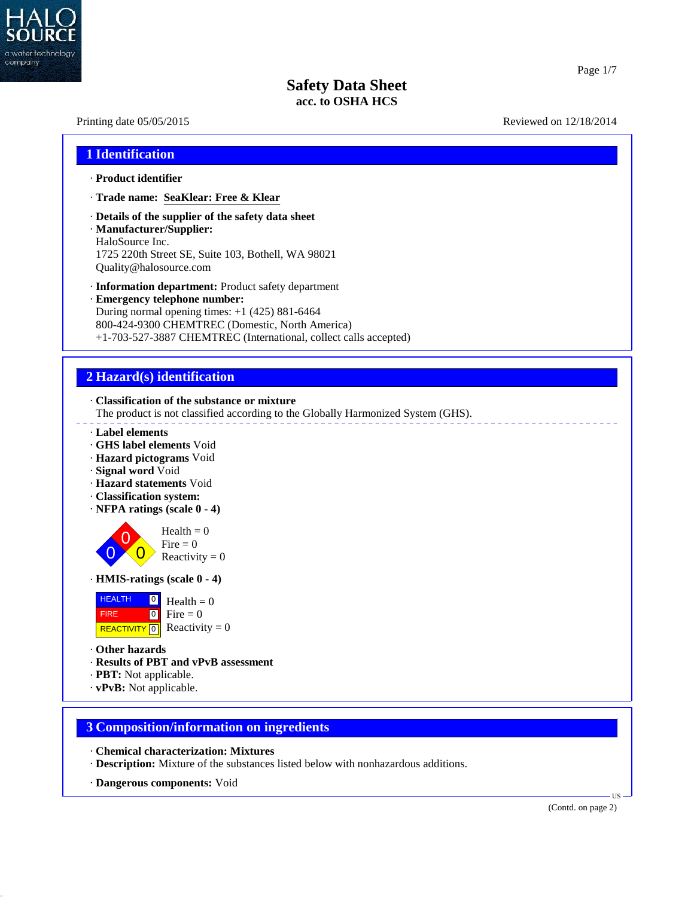# Safety Data Sheet
**acc. to OSHA HCS**

Printing date 05/05/2015 Reviewed on 12/18/2014

## 1 Identification

· **Product identifier**

· **Trade name: SeaKlear: Free & Klear**

· **Details of the supplier of the safety data sheet**
· **Manufacturer/Supplier:**
HaloSource Inc.
1725 220th Street SE, Suite 103, Bothell, WA 98021
Quality@halosource.com

· **Information department:** Product safety department
· **Emergency telephone number:**
During normal opening times: +1 (425) 881-6464
800-424-9300 CHEMTREC (Domestic, North America)
+1-703-527-3887 CHEMTREC (International, collect calls accepted)

## 2 Hazard(s) identification

· **Classification of the substance or mixture**
The product is not classified according to the Globally Harmonized System (GHS).

· **Label elements**
· **GHS label elements** Void
· **Hazard pictograms** Void
· **Signal word** Void
· **Hazard statements** Void
· **Classification system:**
· **NFPA ratings (scale 0 - 4)**

Health = 0
Fire = 0
Reactivity = 0

· **HMIS-ratings (scale 0 - 4)**

| | | |
|---|---|---|
| HEALTH | 0 | Health = 0 |
| FIRE | 0 | Fire = 0 |
| REACTIVITY | 0 | Reactivity = 0 |

· **Other hazards**
· **Results of PBT and vPvB assessment**
· **PBT:** Not applicable.
· **vPvB:** Not applicable.

## 3 Composition/information on ingredients

· **Chemical characterization: Mixtures**
· **Description:** Mixture of the substances listed below with nonhazardous additions.

· **Dangerous components:** Void

(Contd. on page 2)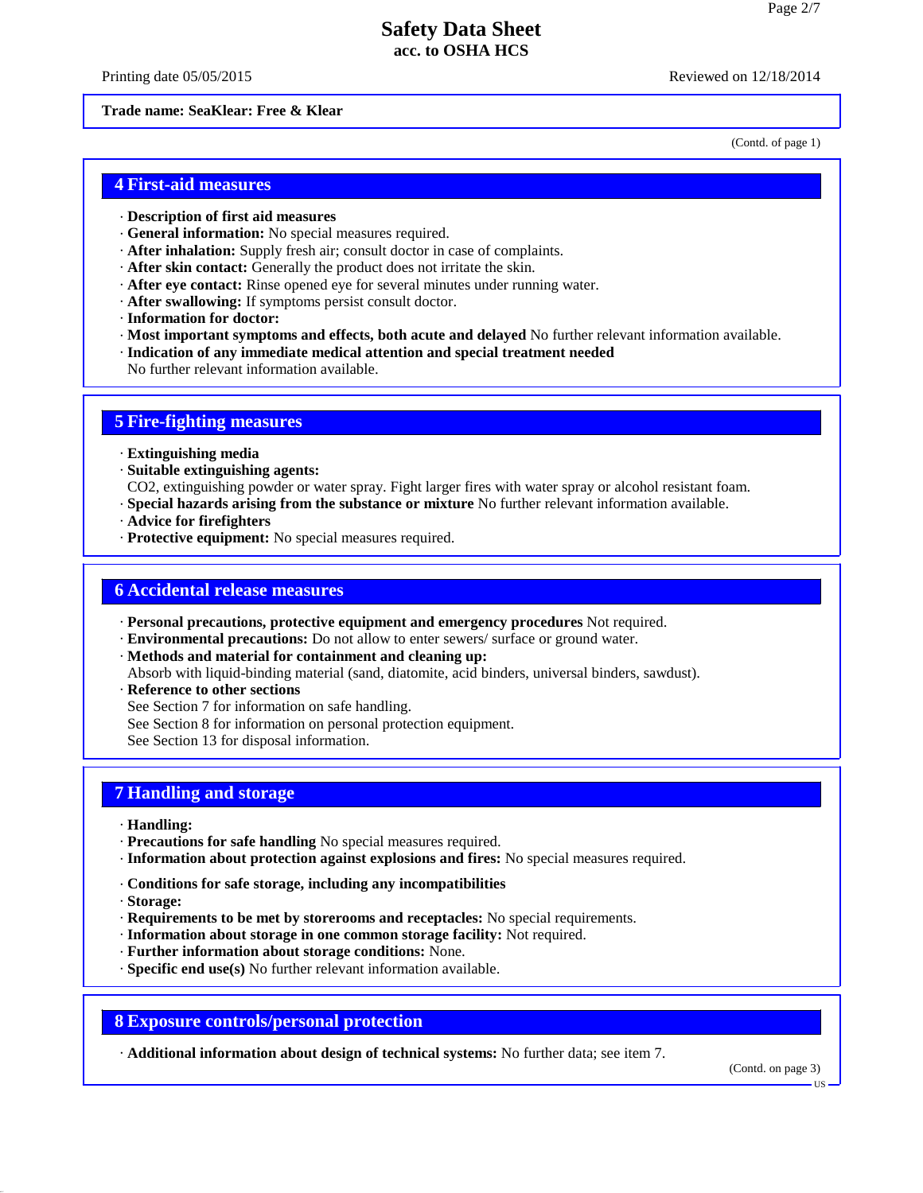Trade name: SeaKlear: Free & Klear

(Contd. of page 1)

## 4 First-aid measures

· **Description of first aid measures**
· **General information:** No special measures required.
· **After inhalation:** Supply fresh air; consult doctor in case of complaints.
· **After skin contact:** Generally the product does not irritate the skin.
· **After eye contact:** Rinse opened eye for several minutes under running water.
· **After swallowing:** If symptoms persist consult doctor.
· **Information for doctor:**
· **Most important symptoms and effects, both acute and delayed** No further relevant information available.
· **Indication of any immediate medical attention and special treatment needed**
No further relevant information available.

## 5 Fire-fighting measures

· **Extinguishing media**
· **Suitable extinguishing agents:**
$CO_2$, extinguishing powder or water spray. Fight larger fires with water spray or alcohol resistant foam.
· **Special hazards arising from the substance or mixture** No further relevant information available.
· **Advice for firefighters**
· **Protective equipment:** No special measures required.

## 6 Accidental release measures

· **Personal precautions, protective equipment and emergency procedures** Not required.
· **Environmental precautions:** Do not allow to enter sewers/ surface or ground water.
· **Methods and material for containment and cleaning up:**
Absorb with liquid-binding material (sand, diatomite, acid binders, universal binders, sawdust).
· **Reference to other sections**
See Section 7 for information on safe handling.
See Section 8 for information on personal protection equipment.
See Section 13 for disposal information.

## 7 Handling and storage

· **Handling:**
· **Precautions for safe handling** No special measures required.
· **Information about protection against explosions and fires:** No special measures required.

· **Conditions for safe storage, including any incompatibilities**
· **Storage:**
· **Requirements to be met by storerooms and receptacles:** No special requirements.
· **Information about storage in one common storage facility:** Not required.
· **Further information about storage conditions:** None.
· **Specific end use(s)** No further relevant information available.

## 8 Exposure controls/personal protection

· **Additional information about design of technical systems:** No further data; see item 7.

(Contd. on page 3)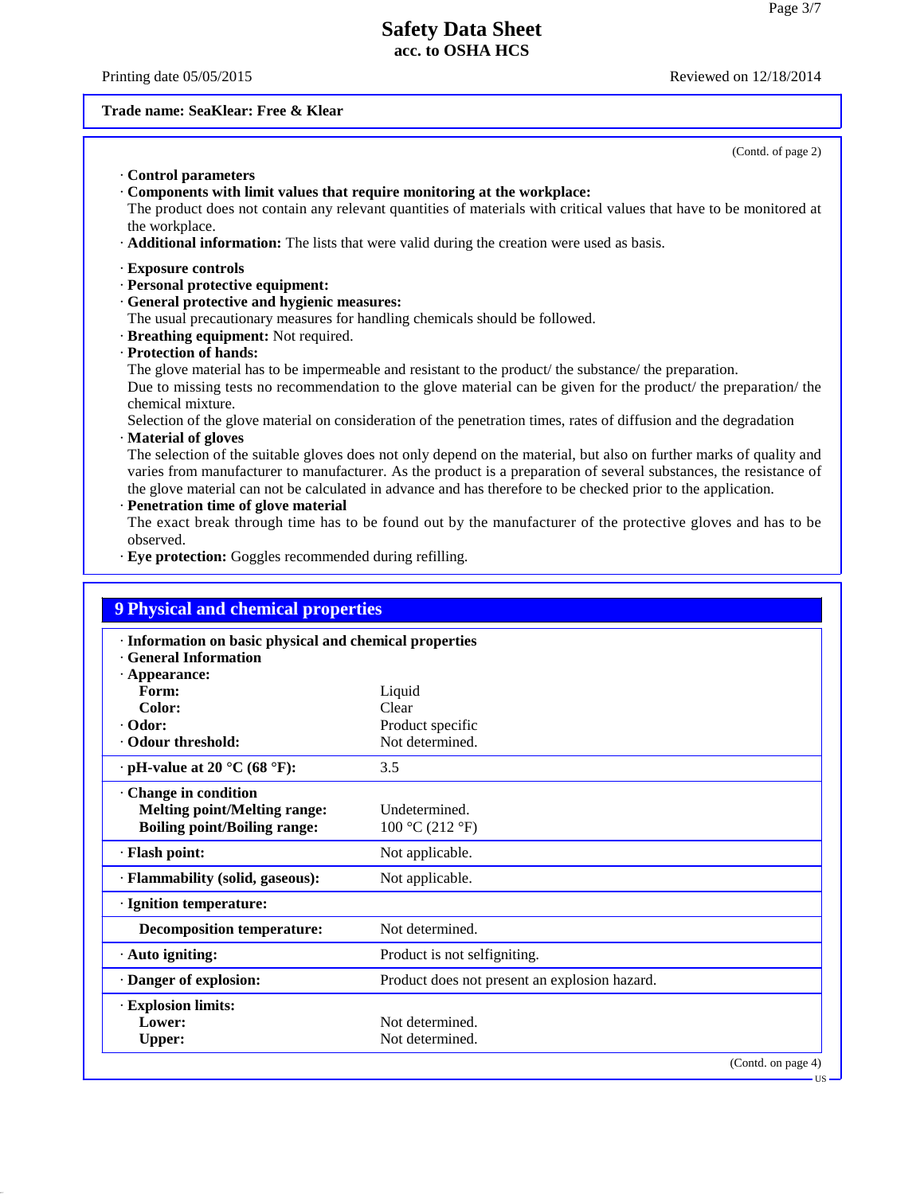Trade name: SeaKlear: Free & Klear

(Contd. of page 2)

· **Control parameters**
· **Components with limit values that require monitoring at the workplace:**
The product does not contain any relevant quantities of materials with critical values that have to be monitored at the workplace.
· **Additional information:** The lists that were valid during the creation were used as basis.

· **Exposure controls**
· **Personal protective equipment:**
· **General protective and hygienic measures:**
The usual precautionary measures for handling chemicals should be followed.
· **Breathing equipment:** Not required.
· **Protection of hands:**
The glove material has to be impermeable and resistant to the product/ the substance/ the preparation.
Due to missing tests no recommendation to the glove material can be given for the product/ the preparation/ the chemical mixture.
Selection of the glove material on consideration of the penetration times, rates of diffusion and the degradation
· **Material of gloves**
The selection of the suitable gloves does not only depend on the material, but also on further marks of quality and varies from manufacturer to manufacturer. As the product is a preparation of several substances, the resistance of the glove material can not be calculated in advance and has therefore to be checked prior to the application.
· **Penetration time of glove material**
The exact break through time has to be found out by the manufacturer of the protective gloves and has to be observed.
· **Eye protection:** Goggles recommended during refilling.

## 9 Physical and chemical properties

| · **Information on basic physical and chemical properties** | |
|---|---|
| · **General Information** | |
| · **Appearance:** | |
| **Form:** | Liquid |
| **Color:** | Clear |
| · **Odor:** | Product specific |
| · **Odour threshold:** | Not determined. |
| · **pH-value at 20 °C (68 °F):** | 3.5 |
| · **Change in condition** | |
| **Melting point/Melting range:** | Undetermined. |
| **Boiling point/Boiling range:** | 100 °C (212 °F) |
| · **Flash point:** | Not applicable. |
| · **Flammability (solid, gaseous):** | Not applicable. |
| · **Ignition temperature:** | |
| **Decomposition temperature:** | Not determined. |
| · **Auto igniting:** | Product is not selfigniting. |
| · **Danger of explosion:** | Product does not present an explosion hazard. |
| · **Explosion limits:** | |
| **Lower:** | Not determined. |
| **Upper:** | Not determined. |

(Contd. on page 4)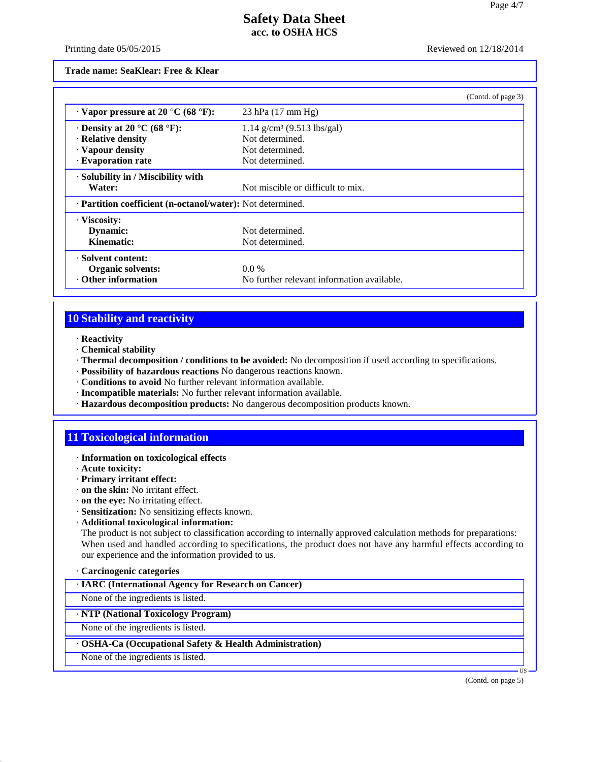**Trade name: SeaKlear: Free & Klear**

(Contd. of page 3)

| | |
|---|---|
| · **Vapor pressure at 20 °C (68 °F):** | 23 hPa (17 mm Hg) |
| · **Density at 20 °C (68 °F):** | 1.14 g/cm³ (9.513 lbs/gal) |
| · **Relative density** | Not determined. |
| · **Vapour density** | Not determined. |
| · **Evaporation rate** | Not determined. |
| · **Solubility in / Miscibility with Water:** | Not miscible or difficult to mix. |
| · **Partition coefficient (n-octanol/water):** | Not determined. |
| · **Viscosity:** | |
| **Dynamic:** | Not determined. |
| **Kinematic:** | Not determined. |
| · **Solvent content:** | |
| **Organic solvents:** | 0.0 % |
| · **Other information** | No further relevant information available. |

## 10 Stability and reactivity

· **Reactivity**
· **Chemical stability**
· **Thermal decomposition / conditions to be avoided:** No decomposition if used according to specifications.
· **Possibility of hazardous reactions** No dangerous reactions known.
· **Conditions to avoid** No further relevant information available.
· **Incompatible materials:** No further relevant information available.
· **Hazardous decomposition products:** No dangerous decomposition products known.

## 11 Toxicological information

· **Information on toxicological effects**
· **Acute toxicity:**
· **Primary irritant effect:**
· **on the skin:** No irritant effect.
· **on the eye:** No irritating effect.
· **Sensitization:** No sensitizing effects known.
· **Additional toxicological information:**
The product is not subject to classification according to internally approved calculation methods for preparations:
When used and handled according to specifications, the product does not have any harmful effects according to our experience and the information provided to us.

· **Carcinogenic categories**

| · **IARC (International Agency for Research on Cancer)** |
|---|
| None of the ingredients is listed. |

| · **NTP (National Toxicology Program)** |
|---|
| None of the ingredients is listed. |

| · **OSHA-Ca (Occupational Safety & Health Administration)** |
|---|
| None of the ingredients is listed. |

(Contd. on page 5)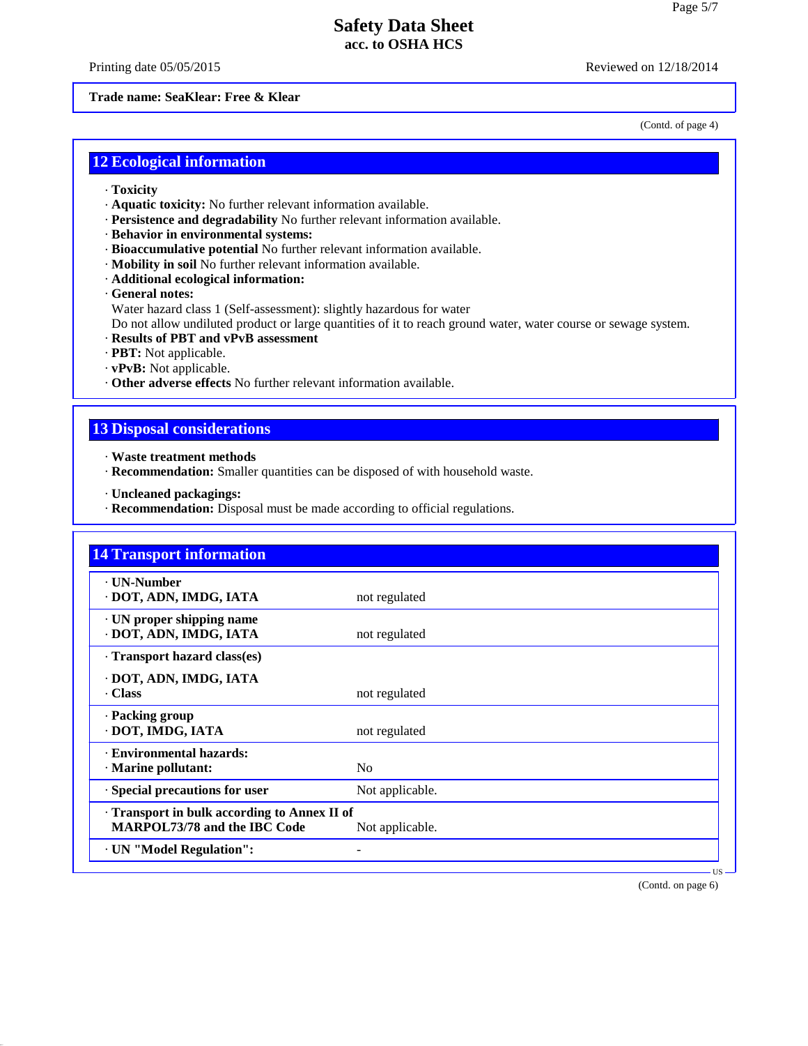**Trade name: SeaKlear: Free & Klear**

(Contd. of page 4)

## 12 Ecological information

· **Toxicity**
· **Aquatic toxicity:** No further relevant information available.
· **Persistence and degradability** No further relevant information available.
· **Behavior in environmental systems:**
· **Bioaccumulative potential** No further relevant information available.
· **Mobility in soil** No further relevant information available.
· **Additional ecological information:**
· **General notes:**
Water hazard class 1 (Self-assessment): slightly hazardous for water
Do not allow undiluted product or large quantities of it to reach ground water, water course or sewage system.
· **Results of PBT and vPvB assessment**
· **PBT:** Not applicable.
· **vPvB:** Not applicable.
· **Other adverse effects** No further relevant information available.

## 13 Disposal considerations

· **Waste treatment methods**
· **Recommendation:** Smaller quantities can be disposed of with household waste.

· **Uncleaned packagings:**
· **Recommendation:** Disposal must be made according to official regulations.

## 14 Transport information

| | |
|---|---|
| · **UN-Number**<br>· **DOT, ADN, IMDG, IATA** | not regulated |
| · **UN proper shipping name**<br>· **DOT, ADN, IMDG, IATA** | not regulated |
| · **Transport hazard class(es)**<br>· **DOT, ADN, IMDG, IATA**<br>· **Class** | not regulated |
| · **Packing group**<br>· **DOT, IMDG, IATA** | not regulated |
| · **Environmental hazards:**<br>· **Marine pollutant:** | No |
| · **Special precautions for user** | Not applicable. |
| · **Transport in bulk according to Annex II of MARPOL73/78 and the IBC Code** | Not applicable. |
| · **UN "Model Regulation":** | - |

(Contd. on page 6)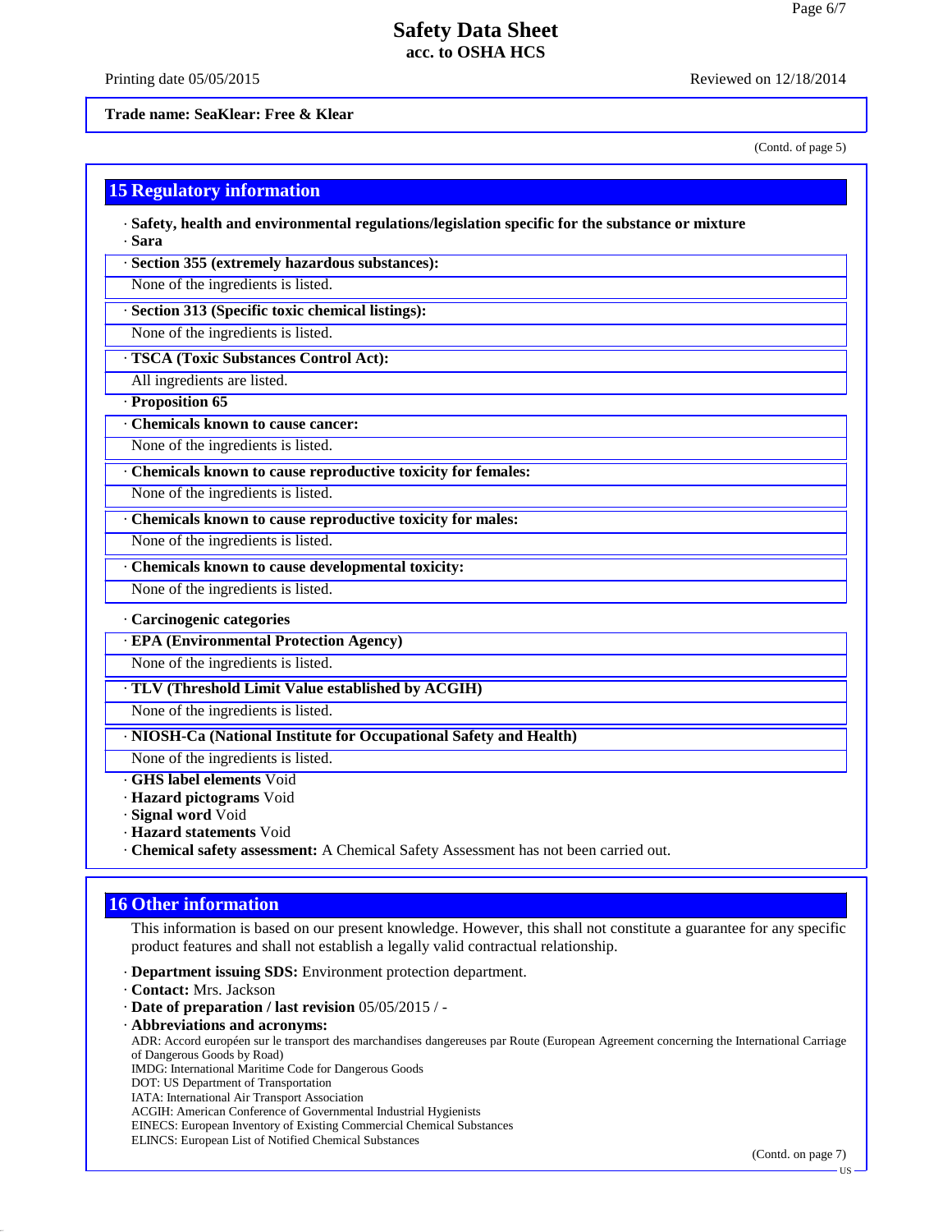**Trade name: SeaKlear: Free & Klear**

(Contd. of page 5)

## 15 Regulatory information

· **Safety, health and environmental regulations/legislation specific for the substance or mixture**
· **Sara**

· **Section 355 (extremely hazardous substances):**
None of the ingredients is listed.

· **Section 313 (Specific toxic chemical listings):**
None of the ingredients is listed.

· **TSCA (Toxic Substances Control Act):**
All ingredients are listed.

· **Proposition 65**

· **Chemicals known to cause cancer:**
None of the ingredients is listed.

· **Chemicals known to cause reproductive toxicity for females:**
None of the ingredients is listed.

· **Chemicals known to cause reproductive toxicity for males:**
None of the ingredients is listed.

· **Chemicals known to cause developmental toxicity:**
None of the ingredients is listed.

· **Carcinogenic categories**

· **EPA (Environmental Protection Agency)**
None of the ingredients is listed.

· **TLV (Threshold Limit Value established by ACGIH)**
None of the ingredients is listed.

· **NIOSH-Ca (National Institute for Occupational Safety and Health)**
None of the ingredients is listed.

· **GHS label elements** Void
· **Hazard pictograms** Void
· **Signal word** Void
· **Hazard statements** Void
· **Chemical safety assessment:** A Chemical Safety Assessment has not been carried out.

## 16 Other information

This information is based on our present knowledge. However, this shall not constitute a guarantee for any specific product features and shall not establish a legally valid contractual relationship.

· **Department issuing SDS:** Environment protection department.
· **Contact:** Mrs. Jackson
· **Date of preparation / last revision** 05/05/2015 / -
· **Abbreviations and acronyms:**
ADR: Accord européen sur le transport des marchandises dangereuses par Route (European Agreement concerning the International Carriage of Dangerous Goods by Road)
IMDG: International Maritime Code for Dangerous Goods
DOT: US Department of Transportation
IATA: International Air Transport Association
ACGIH: American Conference of Governmental Industrial Hygienists
EINECS: European Inventory of Existing Commercial Chemical Substances
ELINCS: European List of Notified Chemical Substances

(Contd. on page 7)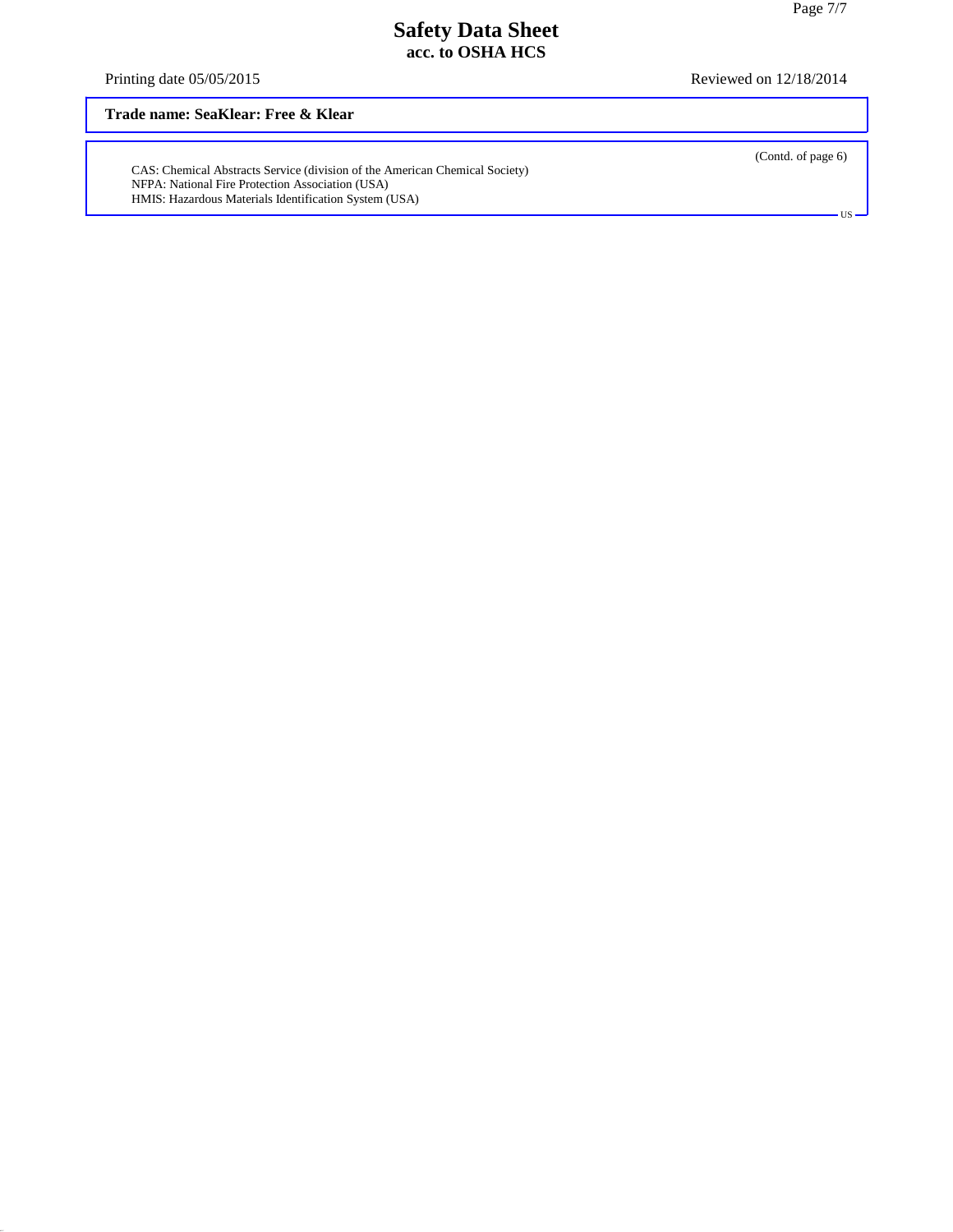**Trade name: SeaKlear: Free & Klear**

(Contd. of page 6)

CAS: Chemical Abstracts Service (division of the American Chemical Society)
NFPA: National Fire Protection Association (USA)
HMIS: Hazardous Materials Identification System (USA)